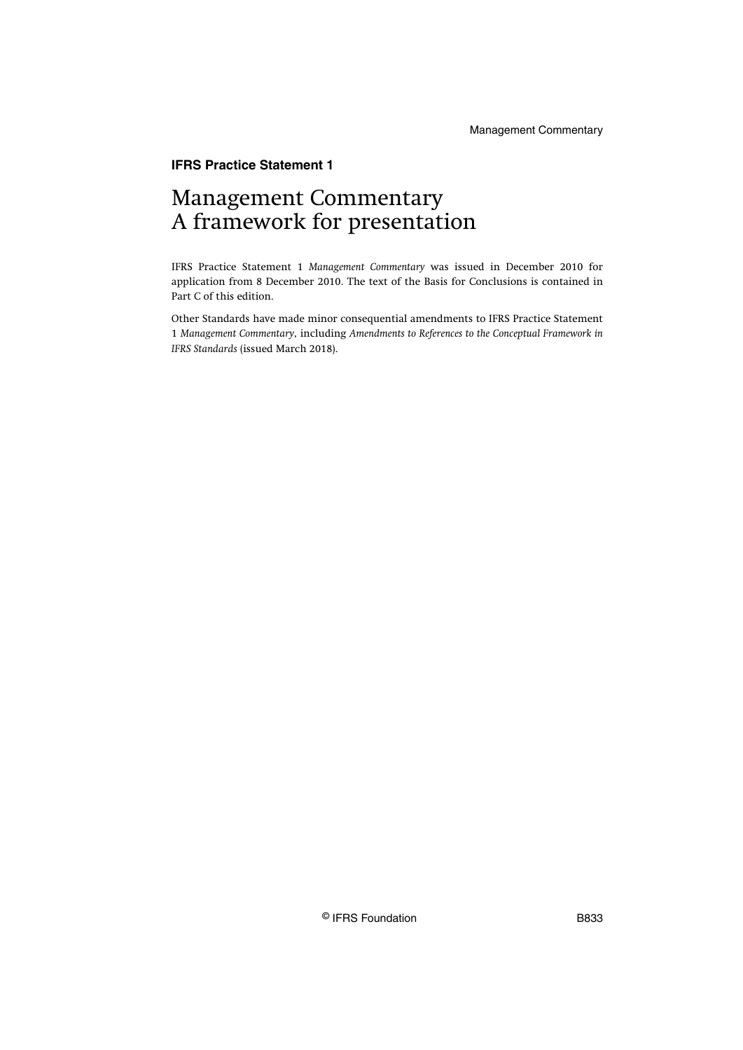**IFRS Practice Statement 1**

# Management Commentary
# A framework for presentation

IFRS Practice Statement 1 *Management Commentary* was issued in December 2010 for application from 8 December 2010. The text of the Basis for Conclusions is contained in Part C of this edition.

Other Standards have made minor consequential amendments to IFRS Practice Statement 1 *Management Commentary*, including *Amendments to References to the Conceptual Framework in IFRS Standards* (issued March 2018).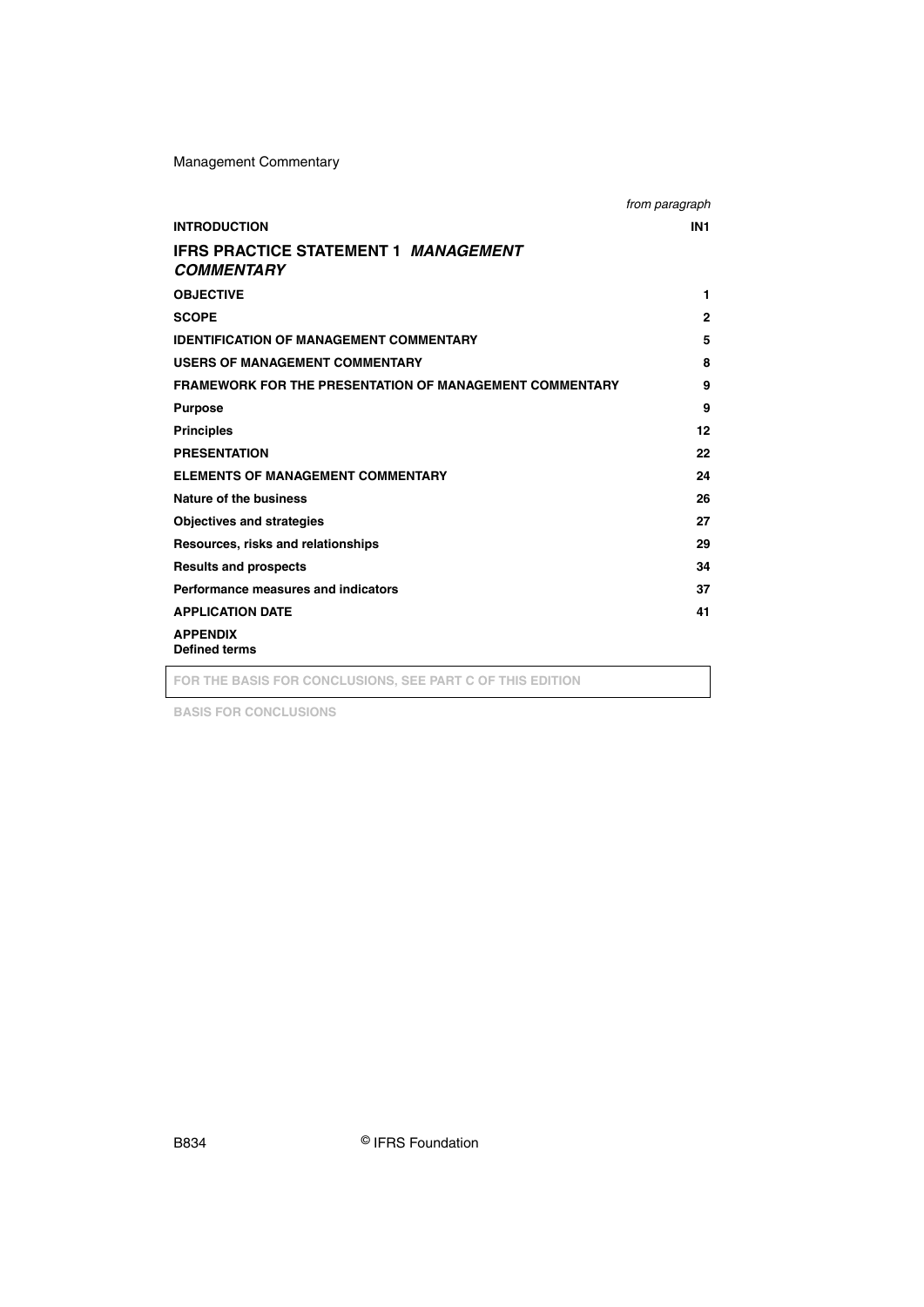| | *from paragraph* |
|---|---|
| **INTRODUCTION** | **IN1** |
| **IFRS PRACTICE STATEMENT 1 *MANAGEMENT COMMENTARY*** | |
| **OBJECTIVE** | **1** |
| **SCOPE** | **2** |
| **IDENTIFICATION OF MANAGEMENT COMMENTARY** | **5** |
| **USERS OF MANAGEMENT COMMENTARY** | **8** |
| **FRAMEWORK FOR THE PRESENTATION OF MANAGEMENT COMMENTARY** | **9** |
| **Purpose** | **9** |
| **Principles** | **12** |
| **PRESENTATION** | **22** |
| **ELEMENTS OF MANAGEMENT COMMENTARY** | **24** |
| **Nature of the business** | **26** |
| **Objectives and strategies** | **27** |
| **Resources, risks and relationships** | **29** |
| **Results and prospects** | **34** |
| **Performance measures and indicators** | **37** |
| **APPLICATION DATE** | **41** |
| **APPENDIX**<br>**Defined terms** | |

**FOR THE BASIS FOR CONCLUSIONS, SEE PART C OF THIS EDITION**

**BASIS FOR CONCLUSIONS**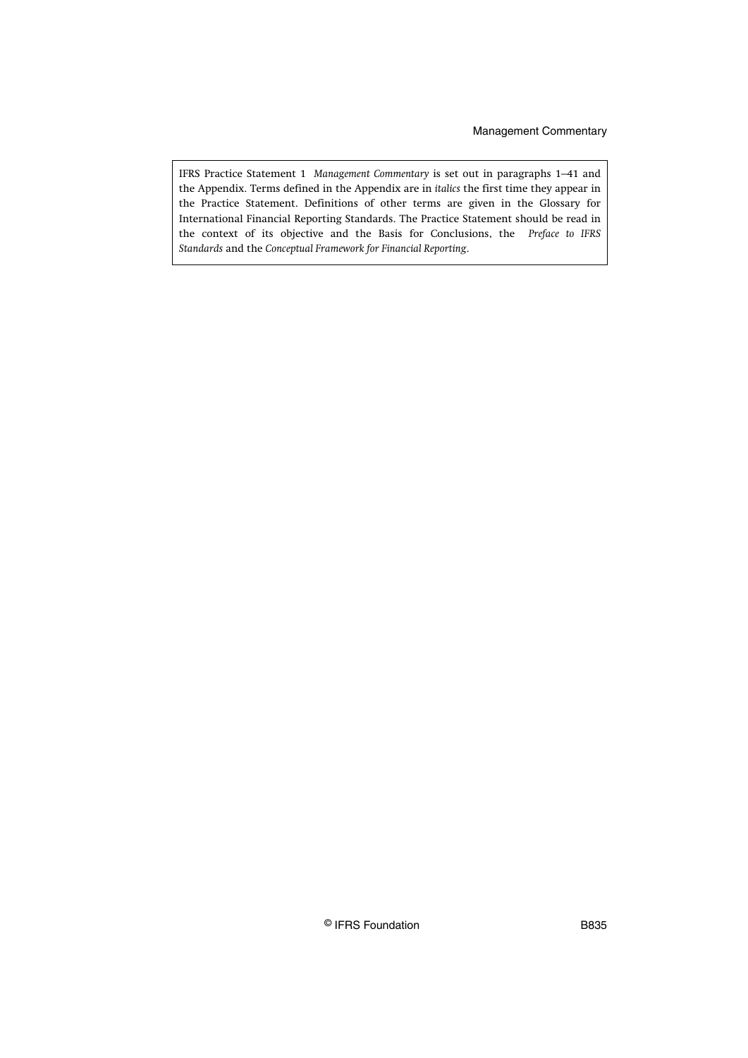IFRS Practice Statement 1 *Management Commentary* is set out in paragraphs 1–41 and the Appendix. Terms defined in the Appendix are in *italics* the first time they appear in the Practice Statement. Definitions of other terms are given in the Glossary for International Financial Reporting Standards. The Practice Statement should be read in the context of its objective and the Basis for Conclusions, the *Preface to IFRS Standards* and the *Conceptual Framework for Financial Reporting*.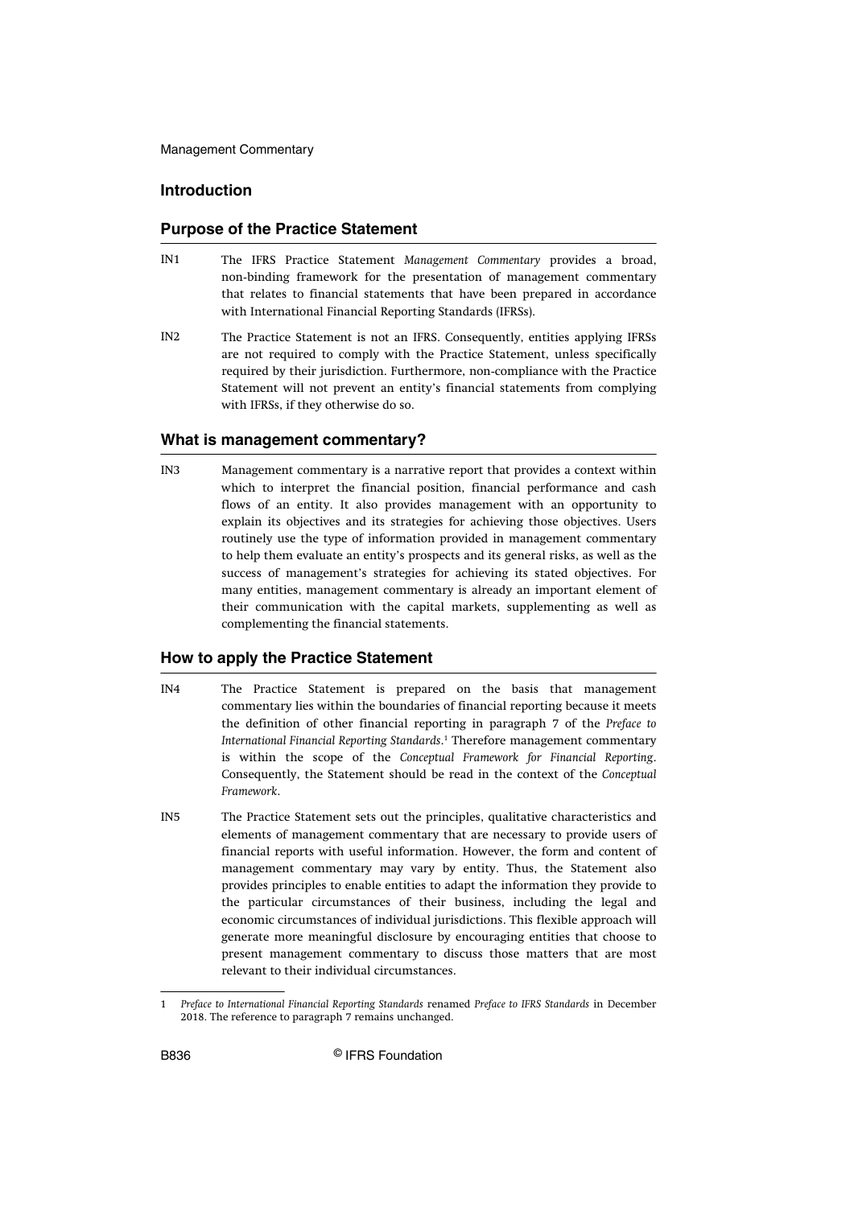## Introduction

### Purpose of the Practice Statement

IN1 The IFRS Practice Statement *Management Commentary* provides a broad, non-binding framework for the presentation of management commentary that relates to financial statements that have been prepared in accordance with International Financial Reporting Standards (IFRSs).

IN2 The Practice Statement is not an IFRS. Consequently, entities applying IFRSs are not required to comply with the Practice Statement, unless specifically required by their jurisdiction. Furthermore, non-compliance with the Practice Statement will not prevent an entity's financial statements from complying with IFRSs, if they otherwise do so.

### What is management commentary?

IN3 Management commentary is a narrative report that provides a context within which to interpret the financial position, financial performance and cash flows of an entity. It also provides management with an opportunity to explain its objectives and its strategies for achieving those objectives. Users routinely use the type of information provided in management commentary to help them evaluate an entity's prospects and its general risks, as well as the success of management's strategies for achieving its stated objectives. For many entities, management commentary is already an important element of their communication with the capital markets, supplementing as well as complementing the financial statements.

### How to apply the Practice Statement

IN4 The Practice Statement is prepared on the basis that management commentary lies within the boundaries of financial reporting because it meets the definition of other financial reporting in paragraph 7 of the *Preface to International Financial Reporting Standards*.[1] Therefore management commentary is within the scope of the *Conceptual Framework for Financial Reporting*. Consequently, the Statement should be read in the context of the *Conceptual Framework*.

IN5 The Practice Statement sets out the principles, qualitative characteristics and elements of management commentary that are necessary to provide users of financial reports with useful information. However, the form and content of management commentary may vary by entity. Thus, the Statement also provides principles to enable entities to adapt the information they provide to the particular circumstances of their business, including the legal and economic circumstances of individual jurisdictions. This flexible approach will generate more meaningful disclosure by encouraging entities that choose to present management commentary to discuss those matters that are most relevant to their individual circumstances.

---

1 *Preface to International Financial Reporting Standards* renamed *Preface to IFRS Standards* in December 2018. The reference to paragraph 7 remains unchanged.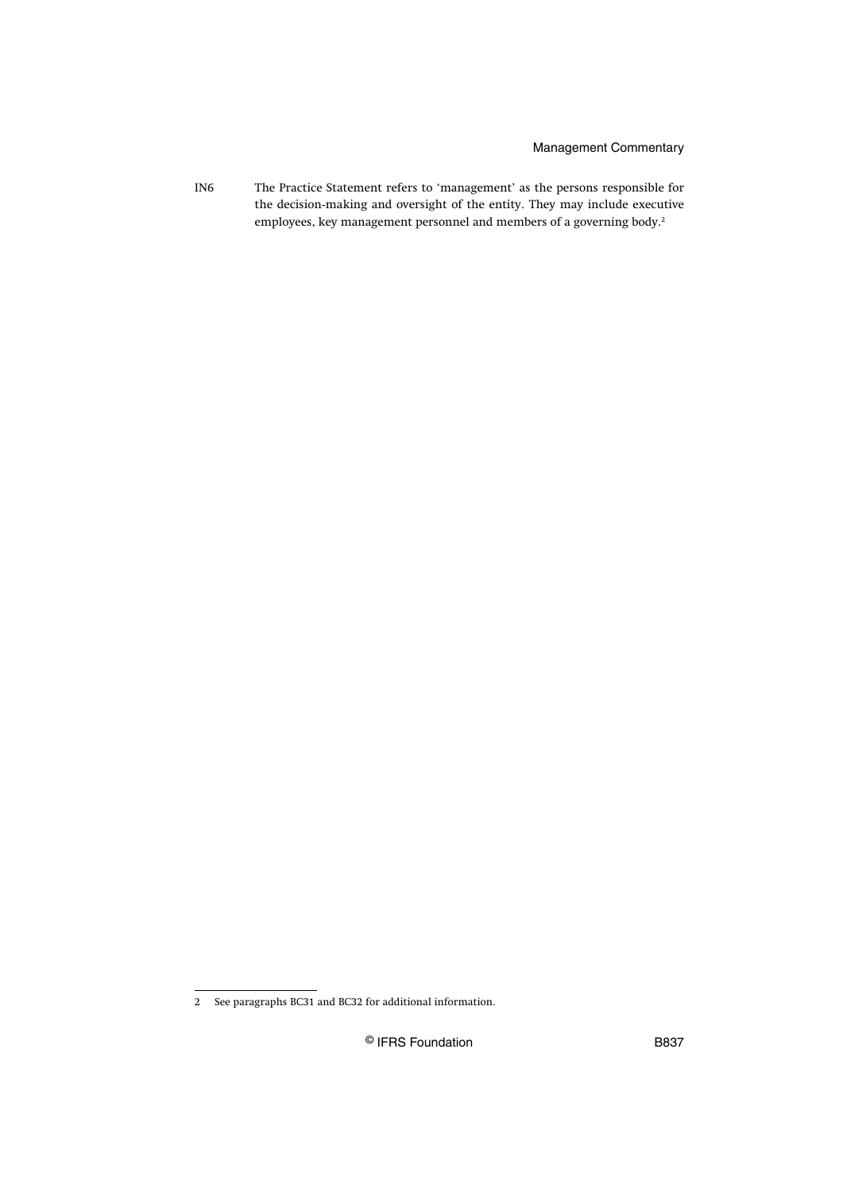IN6 The Practice Statement refers to 'management' as the persons responsible for the decision-making and oversight of the entity. They may include executive employees, key management personnel and members of a governing body.[2]

---

2 See paragraphs BC31 and BC32 for additional information.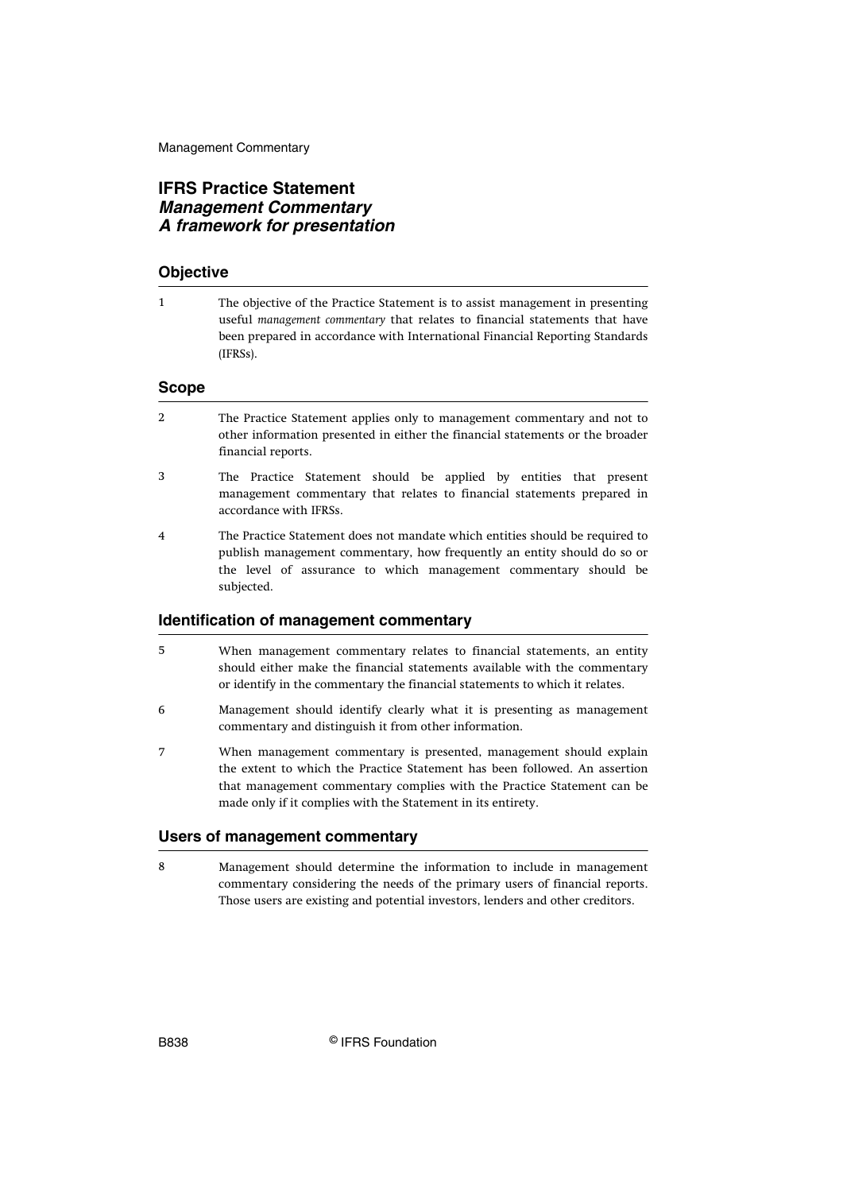# IFRS Practice Statement
## *Management Commentary*
## *A framework for presentation*

### Objective

1 The objective of the Practice Statement is to assist management in presenting useful *management commentary* that relates to financial statements that have been prepared in accordance with International Financial Reporting Standards (IFRSs).

### Scope

2 The Practice Statement applies only to management commentary and not to other information presented in either the financial statements or the broader financial reports.

3 The Practice Statement should be applied by entities that present management commentary that relates to financial statements prepared in accordance with IFRSs.

4 The Practice Statement does not mandate which entities should be required to publish management commentary, how frequently an entity should do so or the level of assurance to which management commentary should be subjected.

### Identification of management commentary

5 When management commentary relates to financial statements, an entity should either make the financial statements available with the commentary or identify in the commentary the financial statements to which it relates.

6 Management should identify clearly what it is presenting as management commentary and distinguish it from other information.

7 When management commentary is presented, management should explain the extent to which the Practice Statement has been followed. An assertion that management commentary complies with the Practice Statement can be made only if it complies with the Statement in its entirety.

### Users of management commentary

8 Management should determine the information to include in management commentary considering the needs of the primary users of financial reports. Those users are existing and potential investors, lenders and other creditors.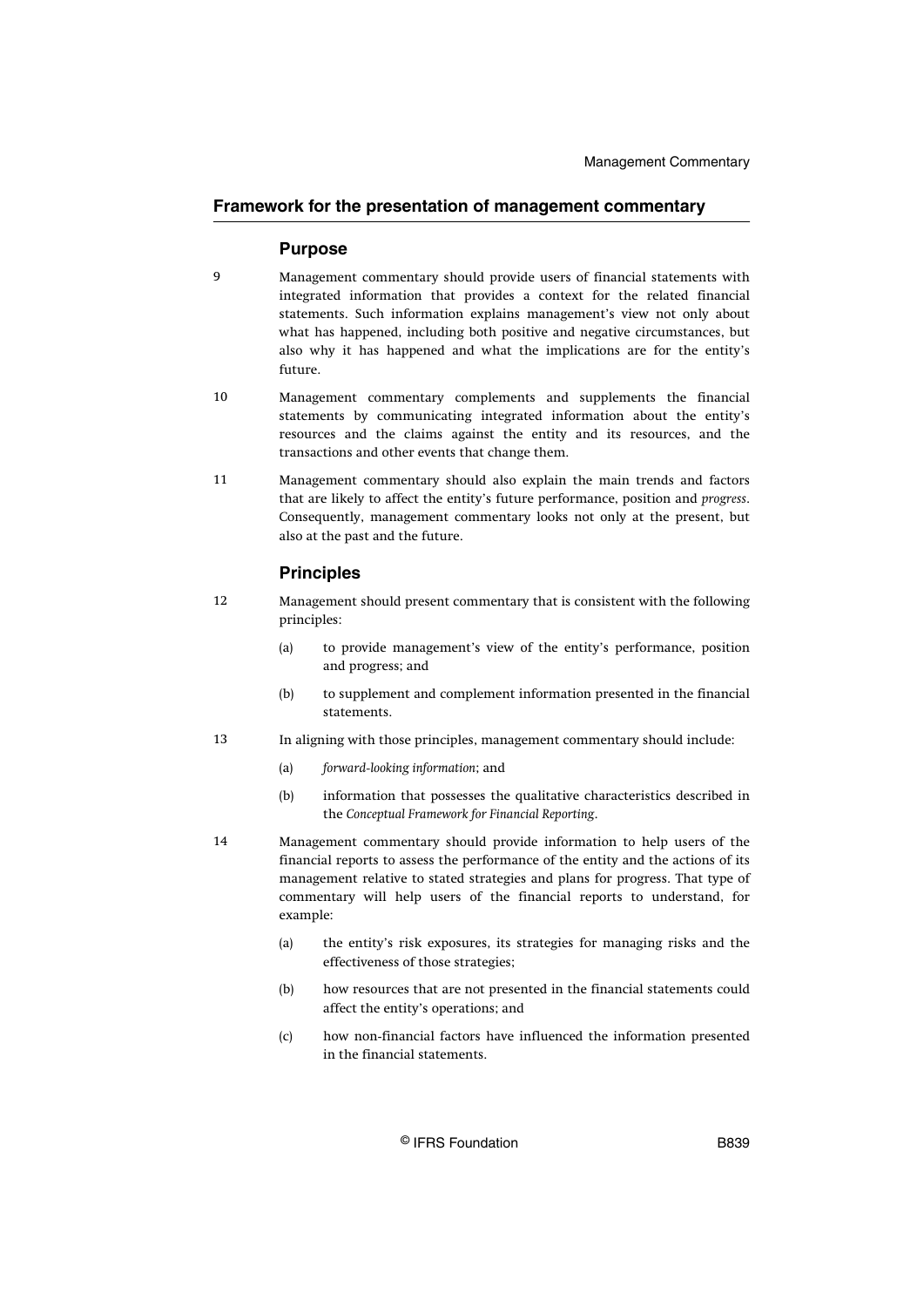## Framework for the presentation of management commentary

### Purpose

9 Management commentary should provide users of financial statements with integrated information that provides a context for the related financial statements. Such information explains management's view not only about what has happened, including both positive and negative circumstances, but also why it has happened and what the implications are for the entity's future.

10 Management commentary complements and supplements the financial statements by communicating integrated information about the entity's resources and the claims against the entity and its resources, and the transactions and other events that change them.

11 Management commentary should also explain the main trends and factors that are likely to affect the entity's future performance, position and *progress*. Consequently, management commentary looks not only at the present, but also at the past and the future.

### Principles

12 Management should present commentary that is consistent with the following principles:

(a) to provide management's view of the entity's performance, position and progress; and

(b) to supplement and complement information presented in the financial statements.

13 In aligning with those principles, management commentary should include:

(a) *forward-looking information*; and

(b) information that possesses the qualitative characteristics described in the *Conceptual Framework for Financial Reporting*.

14 Management commentary should provide information to help users of the financial reports to assess the performance of the entity and the actions of its management relative to stated strategies and plans for progress. That type of commentary will help users of the financial reports to understand, for example:

(a) the entity's risk exposures, its strategies for managing risks and the effectiveness of those strategies;

(b) how resources that are not presented in the financial statements could affect the entity's operations; and

(c) how non-financial factors have influenced the information presented in the financial statements.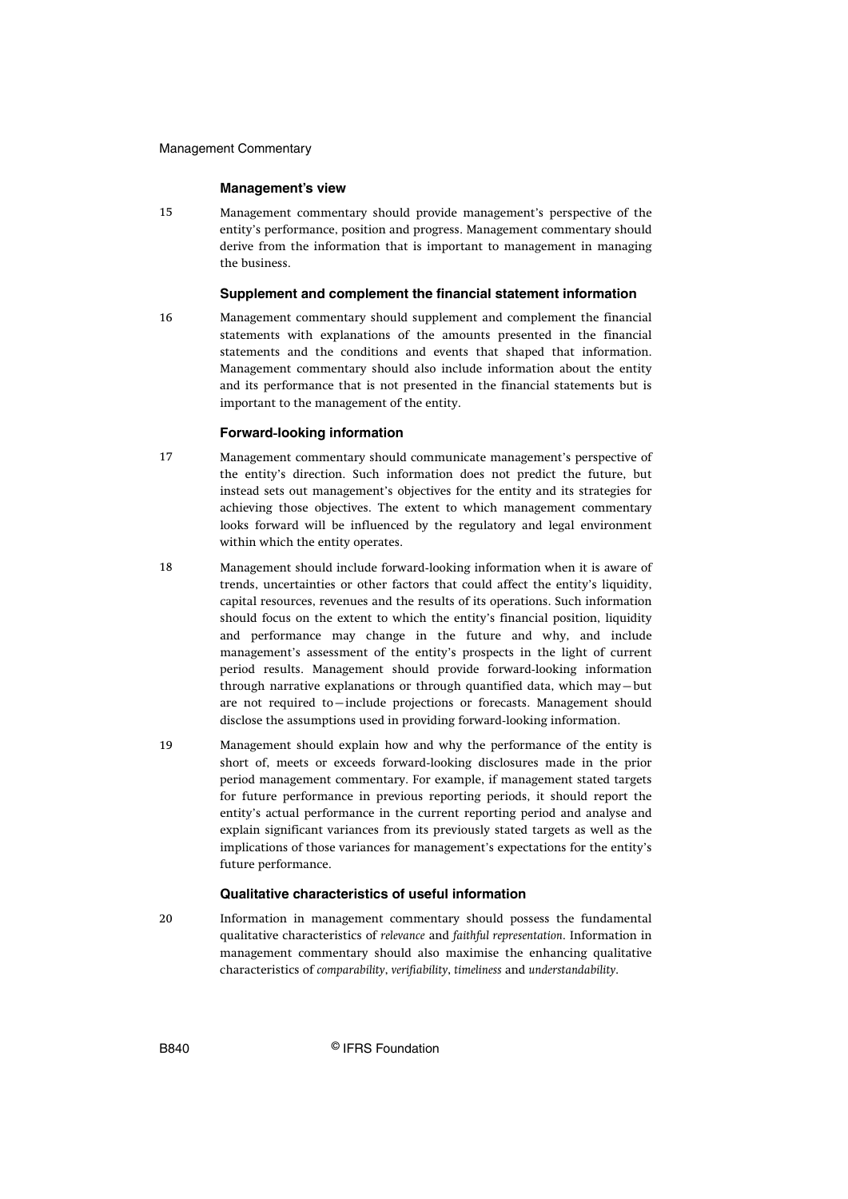### Management's view

15 Management commentary should provide management's perspective of the entity's performance, position and progress. Management commentary should derive from the information that is important to management in managing the business.

### Supplement and complement the financial statement information

16 Management commentary should supplement and complement the financial statements with explanations of the amounts presented in the financial statements and the conditions and events that shaped that information. Management commentary should also include information about the entity and its performance that is not presented in the financial statements but is important to the management of the entity.

### Forward-looking information

17 Management commentary should communicate management's perspective of the entity's direction. Such information does not predict the future, but instead sets out management's objectives for the entity and its strategies for achieving those objectives. The extent to which management commentary looks forward will be influenced by the regulatory and legal environment within which the entity operates.

18 Management should include forward-looking information when it is aware of trends, uncertainties or other factors that could affect the entity's liquidity, capital resources, revenues and the results of its operations. Such information should focus on the extent to which the entity's financial position, liquidity and performance may change in the future and why, and include management's assessment of the entity's prospects in the light of current period results. Management should provide forward-looking information through narrative explanations or through quantified data, which may—but are not required to—include projections or forecasts. Management should disclose the assumptions used in providing forward-looking information.

19 Management should explain how and why the performance of the entity is short of, meets or exceeds forward-looking disclosures made in the prior period management commentary. For example, if management stated targets for future performance in previous reporting periods, it should report the entity's actual performance in the current reporting period and analyse and explain significant variances from its previously stated targets as well as the implications of those variances for management's expectations for the entity's future performance.

### Qualitative characteristics of useful information

20 Information in management commentary should possess the fundamental qualitative characteristics of *relevance* and *faithful representation*. Information in management commentary should also maximise the enhancing qualitative characteristics of *comparability*, *verifiability*, *timeliness* and *understandability*.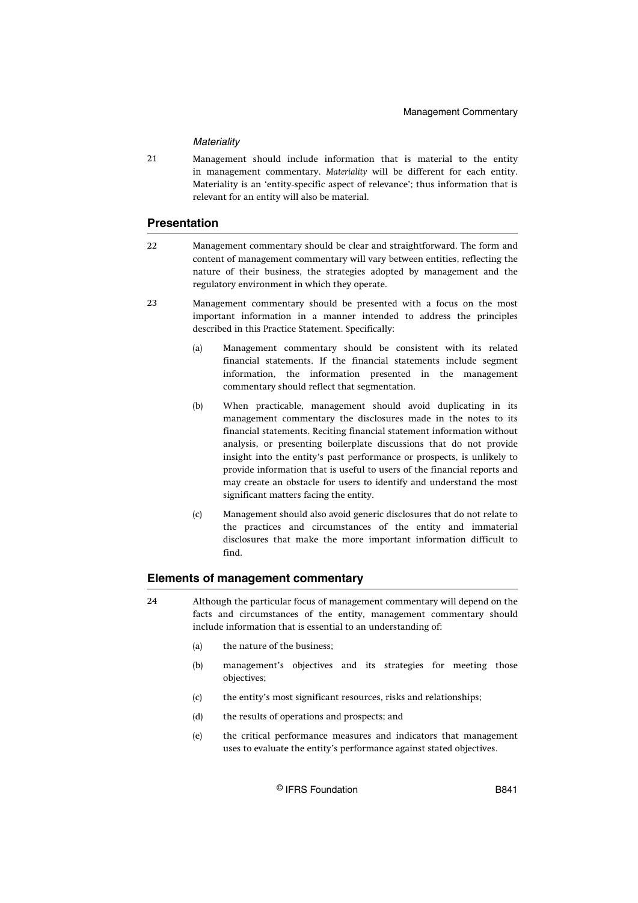*Materiality*

21 Management should include information that is material to the entity in management commentary. *Materiality* will be different for each entity. Materiality is an 'entity-specific aspect of relevance'; thus information that is relevant for an entity will also be material.

## Presentation

22 Management commentary should be clear and straightforward. The form and content of management commentary will vary between entities, reflecting the nature of their business, the strategies adopted by management and the regulatory environment in which they operate.

23 Management commentary should be presented with a focus on the most important information in a manner intended to address the principles described in this Practice Statement. Specifically:

(a) Management commentary should be consistent with its related financial statements. If the financial statements include segment information, the information presented in the management commentary should reflect that segmentation.

(b) When practicable, management should avoid duplicating in its management commentary the disclosures made in the notes to its financial statements. Reciting financial statement information without analysis, or presenting boilerplate discussions that do not provide insight into the entity's past performance or prospects, is unlikely to provide information that is useful to users of the financial reports and may create an obstacle for users to identify and understand the most significant matters facing the entity.

(c) Management should also avoid generic disclosures that do not relate to the practices and circumstances of the entity and immaterial disclosures that make the more important information difficult to find.

## Elements of management commentary

24 Although the particular focus of management commentary will depend on the facts and circumstances of the entity, management commentary should include information that is essential to an understanding of:

(a) the nature of the business;

(b) management's objectives and its strategies for meeting those objectives;

(c) the entity's most significant resources, risks and relationships;

(d) the results of operations and prospects; and

(e) the critical performance measures and indicators that management uses to evaluate the entity's performance against stated objectives.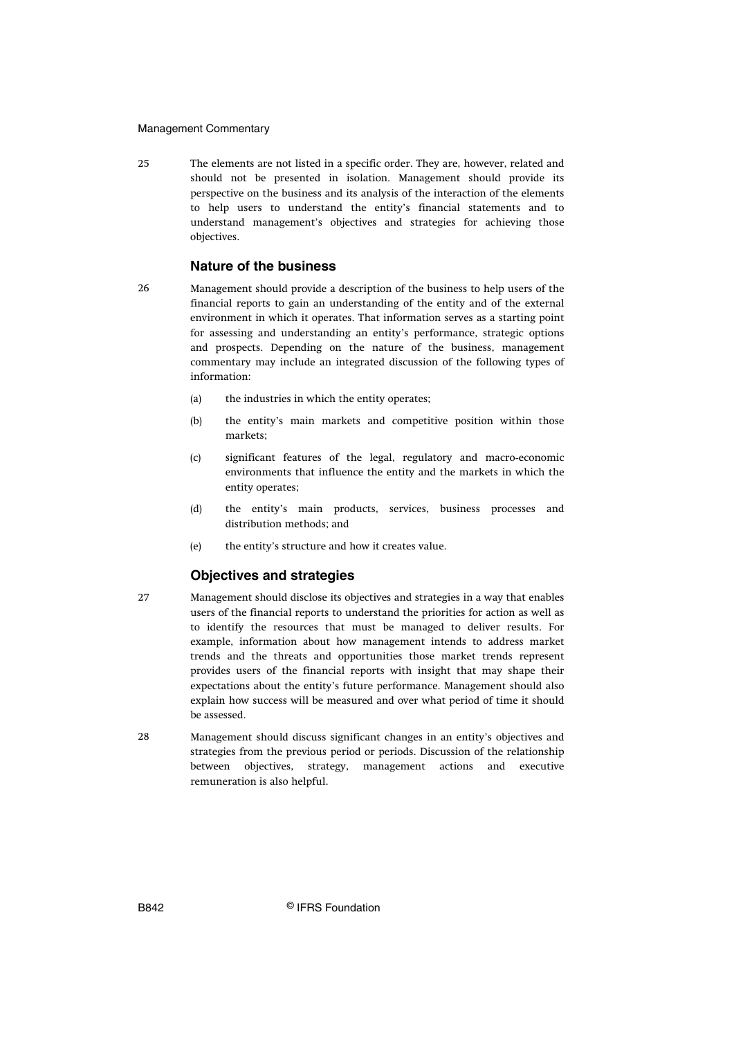25 The elements are not listed in a specific order. They are, however, related and should not be presented in isolation. Management should provide its perspective on the business and its analysis of the interaction of the elements to help users to understand the entity's financial statements and to understand management's objectives and strategies for achieving those objectives.

### Nature of the business

26 Management should provide a description of the business to help users of the financial reports to gain an understanding of the entity and of the external environment in which it operates. That information serves as a starting point for assessing and understanding an entity's performance, strategic options and prospects. Depending on the nature of the business, management commentary may include an integrated discussion of the following types of information:

(a) the industries in which the entity operates;

(b) the entity's main markets and competitive position within those markets;

(c) significant features of the legal, regulatory and macro-economic environments that influence the entity and the markets in which the entity operates;

(d) the entity's main products, services, business processes and distribution methods; and

(e) the entity's structure and how it creates value.

### Objectives and strategies

27 Management should disclose its objectives and strategies in a way that enables users of the financial reports to understand the priorities for action as well as to identify the resources that must be managed to deliver results. For example, information about how management intends to address market trends and the threats and opportunities those market trends represent provides users of the financial reports with insight that may shape their expectations about the entity's future performance. Management should also explain how success will be measured and over what period of time it should be assessed.

28 Management should discuss significant changes in an entity's objectives and strategies from the previous period or periods. Discussion of the relationship between objectives, strategy, management actions and executive remuneration is also helpful.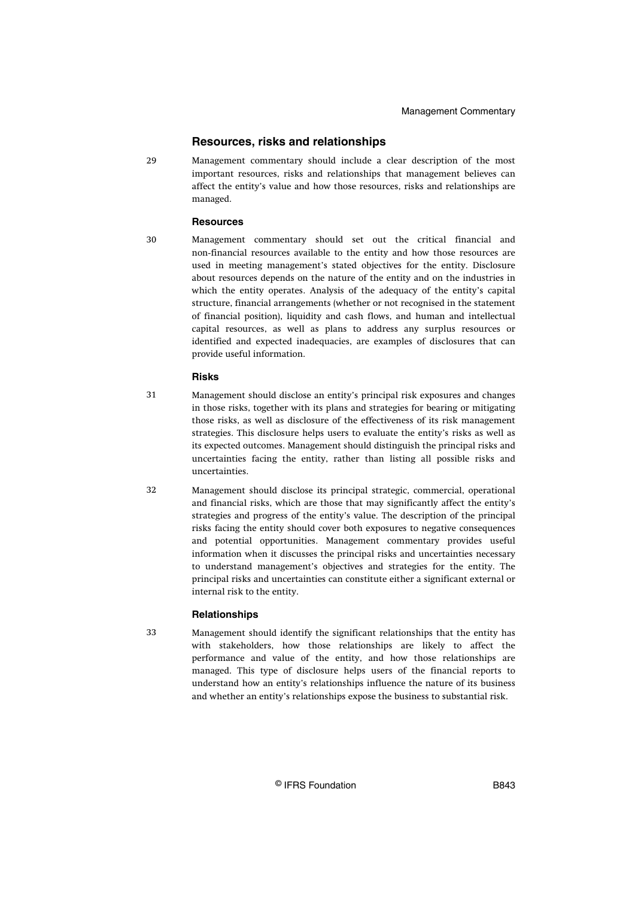## Resources, risks and relationships

29 Management commentary should include a clear description of the most important resources, risks and relationships that management believes can affect the entity's value and how those resources, risks and relationships are managed.

### Resources

30 Management commentary should set out the critical financial and non-financial resources available to the entity and how those resources are used in meeting management's stated objectives for the entity. Disclosure about resources depends on the nature of the entity and on the industries in which the entity operates. Analysis of the adequacy of the entity's capital structure, financial arrangements (whether or not recognised in the statement of financial position), liquidity and cash flows, and human and intellectual capital resources, as well as plans to address any surplus resources or identified and expected inadequacies, are examples of disclosures that can provide useful information.

### Risks

31 Management should disclose an entity's principal risk exposures and changes in those risks, together with its plans and strategies for bearing or mitigating those risks, as well as disclosure of the effectiveness of its risk management strategies. This disclosure helps users to evaluate the entity's risks as well as its expected outcomes. Management should distinguish the principal risks and uncertainties facing the entity, rather than listing all possible risks and uncertainties.

32 Management should disclose its principal strategic, commercial, operational and financial risks, which are those that may significantly affect the entity's strategies and progress of the entity's value. The description of the principal risks facing the entity should cover both exposures to negative consequences and potential opportunities. Management commentary provides useful information when it discusses the principal risks and uncertainties necessary to understand management's objectives and strategies for the entity. The principal risks and uncertainties can constitute either a significant external or internal risk to the entity.

### Relationships

33 Management should identify the significant relationships that the entity has with stakeholders, how those relationships are likely to affect the performance and value of the entity, and how those relationships are managed. This type of disclosure helps users of the financial reports to understand how an entity's relationships influence the nature of its business and whether an entity's relationships expose the business to substantial risk.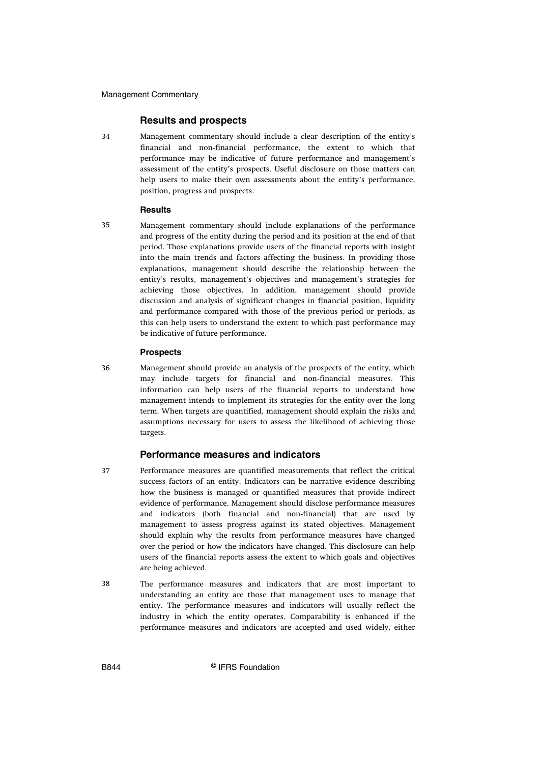## Results and prospects

34 Management commentary should include a clear description of the entity's financial and non-financial performance, the extent to which that performance may be indicative of future performance and management's assessment of the entity's prospects. Useful disclosure on those matters can help users to make their own assessments about the entity's performance, position, progress and prospects.

### Results

35 Management commentary should include explanations of the performance and progress of the entity during the period and its position at the end of that period. Those explanations provide users of the financial reports with insight into the main trends and factors affecting the business. In providing those explanations, management should describe the relationship between the entity's results, management's objectives and management's strategies for achieving those objectives. In addition, management should provide discussion and analysis of significant changes in financial position, liquidity and performance compared with those of the previous period or periods, as this can help users to understand the extent to which past performance may be indicative of future performance.

### Prospects

36 Management should provide an analysis of the prospects of the entity, which may include targets for financial and non-financial measures. This information can help users of the financial reports to understand how management intends to implement its strategies for the entity over the long term. When targets are quantified, management should explain the risks and assumptions necessary for users to assess the likelihood of achieving those targets.

## Performance measures and indicators

37 Performance measures are quantified measurements that reflect the critical success factors of an entity. Indicators can be narrative evidence describing how the business is managed or quantified measures that provide indirect evidence of performance. Management should disclose performance measures and indicators (both financial and non-financial) that are used by management to assess progress against its stated objectives. Management should explain why the results from performance measures have changed over the period or how the indicators have changed. This disclosure can help users of the financial reports assess the extent to which goals and objectives are being achieved.

38 The performance measures and indicators that are most important to understanding an entity are those that management uses to manage that entity. The performance measures and indicators will usually reflect the industry in which the entity operates. Comparability is enhanced if the performance measures and indicators are accepted and used widely, either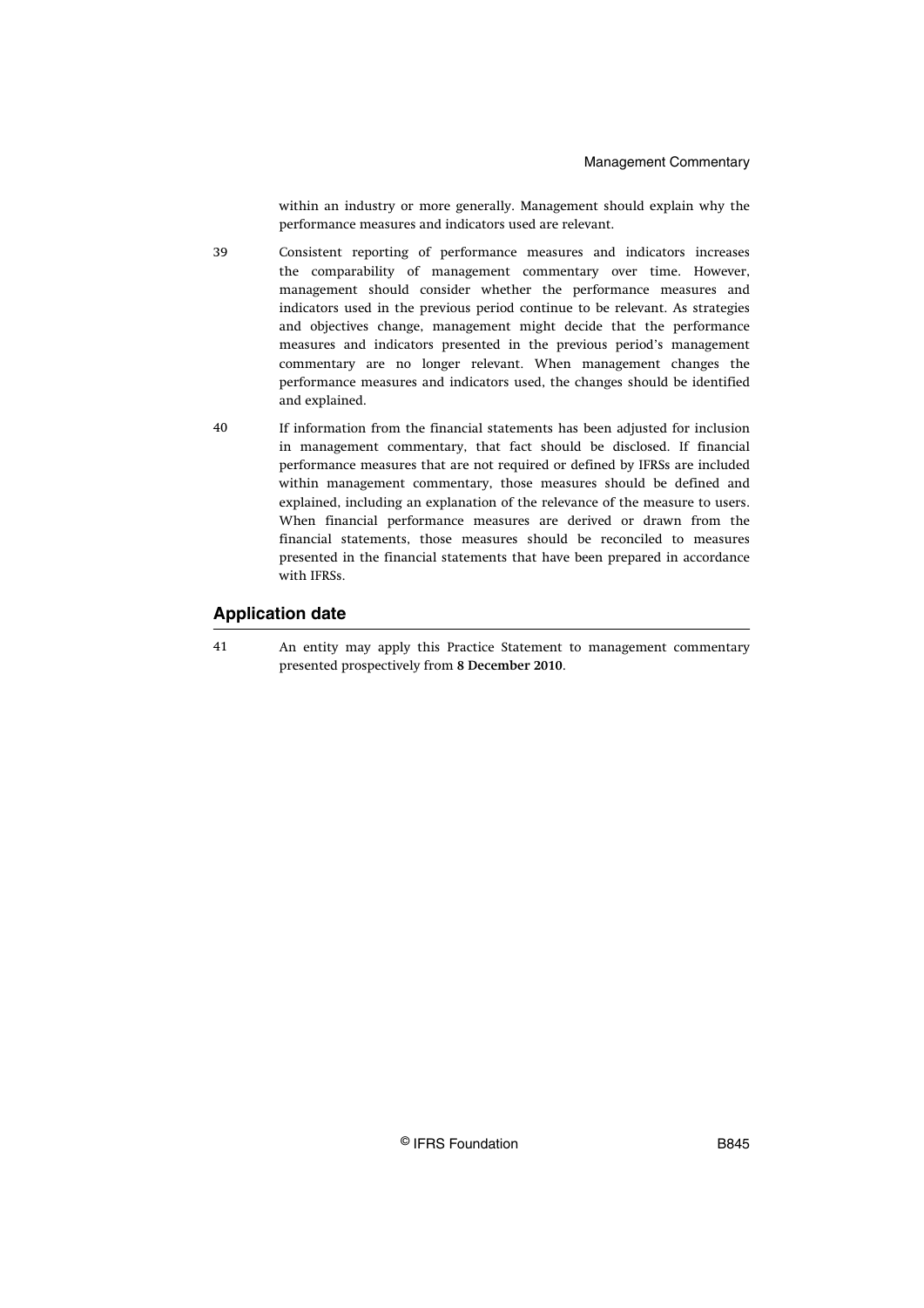within an industry or more generally. Management should explain why the performance measures and indicators used are relevant.

39 Consistent reporting of performance measures and indicators increases the comparability of management commentary over time. However, management should consider whether the performance measures and indicators used in the previous period continue to be relevant. As strategies and objectives change, management might decide that the performance measures and indicators presented in the previous period's management commentary are no longer relevant. When management changes the performance measures and indicators used, the changes should be identified and explained.

40 If information from the financial statements has been adjusted for inclusion in management commentary, that fact should be disclosed. If financial performance measures that are not required or defined by IFRSs are included within management commentary, those measures should be defined and explained, including an explanation of the relevance of the measure to users. When financial performance measures are derived or drawn from the financial statements, those measures should be reconciled to measures presented in the financial statements that have been prepared in accordance with IFRSs.

## Application date

41 An entity may apply this Practice Statement to management commentary presented prospectively from **8 December 2010**.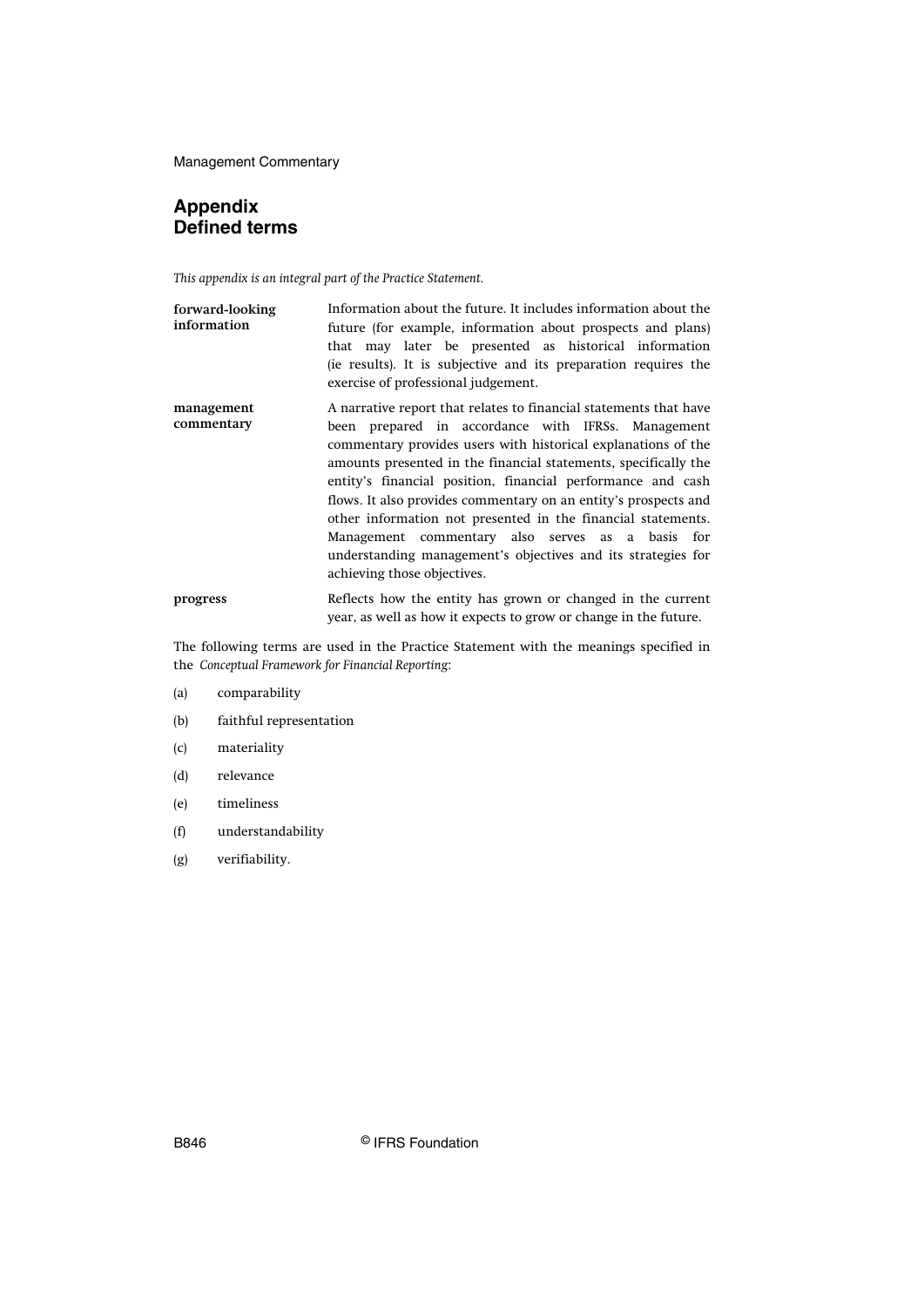# Appendix
# Defined terms

*This appendix is an integral part of the Practice Statement.*

| | |
|---|---|
| **forward-looking information** | Information about the future. It includes information about the future (for example, information about prospects and plans) that may later be presented as historical information (ie results). It is subjective and its preparation requires the exercise of professional judgement. |
| **management commentary** | A narrative report that relates to financial statements that have been prepared in accordance with IFRSs. Management commentary provides users with historical explanations of the amounts presented in the financial statements, specifically the entity's financial position, financial performance and cash flows. It also provides commentary on an entity's prospects and other information not presented in the financial statements. Management commentary also serves as a basis for understanding management's objectives and its strategies for achieving those objectives. |
| **progress** | Reflects how the entity has grown or changed in the current year, as well as how it expects to grow or change in the future. |

The following terms are used in the Practice Statement with the meanings specified in the *Conceptual Framework for Financial Reporting*:

(a) comparability

(b) faithful representation

(c) materiality

(d) relevance

(e) timeliness

(f) understandability

(g) verifiability.